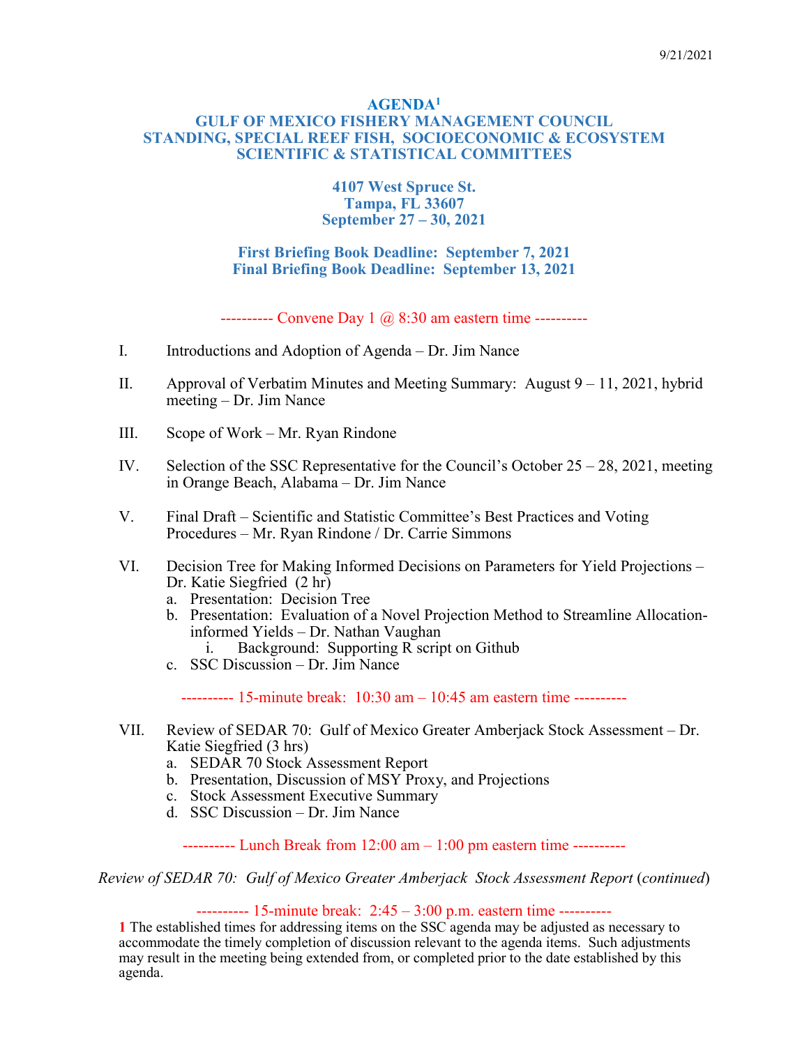9/21/2021

# AGENDA[1]

## GULF OF MEXICO FISHERY MANAGEMENT COUNCIL
## STANDING, SPECIAL REEF FISH, SOCIOECONOMIC & ECOSYSTEM SCIENTIFIC & STATISTICAL COMMITTEES

**4107 West Spruce St.**
**Tampa, FL 33607**
**September 27 – 30, 2021**

**First Briefing Book Deadline: September 7, 2021**
**Final Briefing Book Deadline: September 13, 2021**

---------- Convene Day 1 @ 8:30 am eastern time ----------

I. Introductions and Adoption of Agenda – Dr. Jim Nance

II. Approval of Verbatim Minutes and Meeting Summary: August 9 – 11, 2021, hybrid meeting – Dr. Jim Nance

III. Scope of Work – Mr. Ryan Rindone

IV. Selection of the SSC Representative for the Council's October 25 – 28, 2021, meeting in Orange Beach, Alabama – Dr. Jim Nance

V. Final Draft – Scientific and Statistic Committee's Best Practices and Voting Procedures – Mr. Ryan Rindone / Dr. Carrie Simmons

VI. Decision Tree for Making Informed Decisions on Parameters for Yield Projections – Dr. Katie Siegfried (2 hr)
   a. Presentation: Decision Tree
   b. Presentation: Evaluation of a Novel Projection Method to Streamline Allocation-informed Yields – Dr. Nathan Vaughan
      i. Background: Supporting R script on Github
   c. SSC Discussion – Dr. Jim Nance

---------- 15-minute break: 10:30 am – 10:45 am eastern time ----------

VII. Review of SEDAR 70: Gulf of Mexico Greater Amberjack Stock Assessment – Dr. Katie Siegfried (3 hrs)
   a. SEDAR 70 Stock Assessment Report
   b. Presentation, Discussion of MSY Proxy, and Projections
   c. Stock Assessment Executive Summary
   d. SSC Discussion – Dr. Jim Nance

---------- Lunch Break from 12:00 am – 1:00 pm eastern time ----------

*Review of SEDAR 70: Gulf of Mexico Greater Amberjack Stock Assessment Report* (*continued*)

---------- 15-minute break: 2:45 – 3:00 p.m. eastern time ----------

[1] The established times for addressing items on the SSC agenda may be adjusted as necessary to accommodate the timely completion of discussion relevant to the agenda items. Such adjustments may result in the meeting being extended from, or completed prior to the date established by this agenda.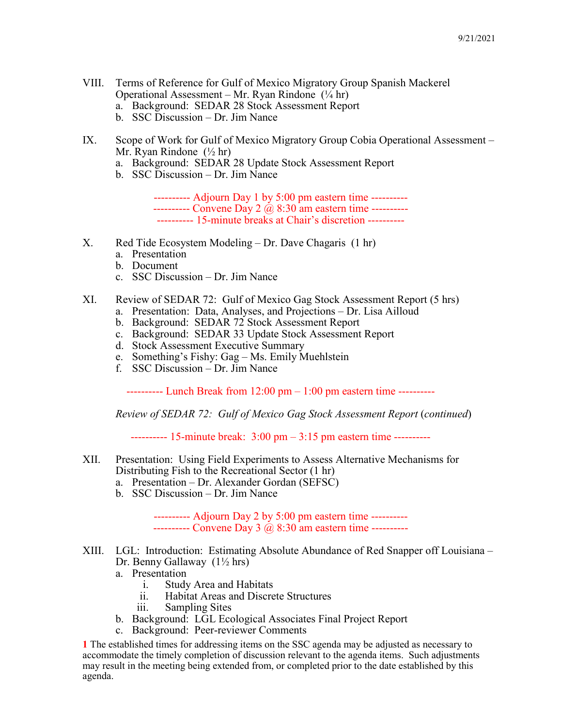VIII. Terms of Reference for Gulf of Mexico Migratory Group Spanish Mackerel Operational Assessment – Mr. Ryan Rindone (¼ hr)
  a. Background: SEDAR 28 Stock Assessment Report
  b. SSC Discussion – Dr. Jim Nance

IX. Scope of Work for Gulf of Mexico Migratory Group Cobia Operational Assessment – Mr. Ryan Rindone (½ hr)
  a. Background: SEDAR 28 Update Stock Assessment Report
  b. SSC Discussion – Dr. Jim Nance

---------- Adjourn Day 1 by 5:00 pm eastern time ----------
---------- Convene Day 2 @ 8:30 am eastern time ----------
---------- 15-minute breaks at Chair's discretion ----------

X. Red Tide Ecosystem Modeling – Dr. Dave Chagaris (1 hr)
  a. Presentation
  b. Document
  c. SSC Discussion – Dr. Jim Nance

XI. Review of SEDAR 72: Gulf of Mexico Gag Stock Assessment Report (5 hrs)
  a. Presentation: Data, Analyses, and Projections – Dr. Lisa Ailloud
  b. Background: SEDAR 72 Stock Assessment Report
  c. Background: SEDAR 33 Update Stock Assessment Report
  d. Stock Assessment Executive Summary
  e. Something's Fishy: Gag – Ms. Emily Muehlstein
  f. SSC Discussion – Dr. Jim Nance

---------- Lunch Break from 12:00 pm – 1:00 pm eastern time ----------

*Review of SEDAR 72: Gulf of Mexico Gag Stock Assessment Report* (*continued*)

---------- 15-minute break: 3:00 pm – 3:15 pm eastern time ----------

XII. Presentation: Using Field Experiments to Assess Alternative Mechanisms for Distributing Fish to the Recreational Sector (1 hr)
  a. Presentation – Dr. Alexander Gordan (SEFSC)
  b. SSC Discussion – Dr. Jim Nance

---------- Adjourn Day 2 by 5:00 pm eastern time ----------
---------- Convene Day 3 @ 8:30 am eastern time ----------

XIII. LGL: Introduction: Estimating Absolute Abundance of Red Snapper off Louisiana – Dr. Benny Gallaway (1½ hrs)
  a. Presentation
    i. Study Area and Habitats
    ii. Habitat Areas and Discrete Structures
    iii. Sampling Sites
  b. Background: LGL Ecological Associates Final Project Report
  c. Background: Peer-reviewer Comments

**1** The established times for addressing items on the SSC agenda may be adjusted as necessary to accommodate the timely completion of discussion relevant to the agenda items. Such adjustments may result in the meeting being extended from, or completed prior to the date established by this agenda.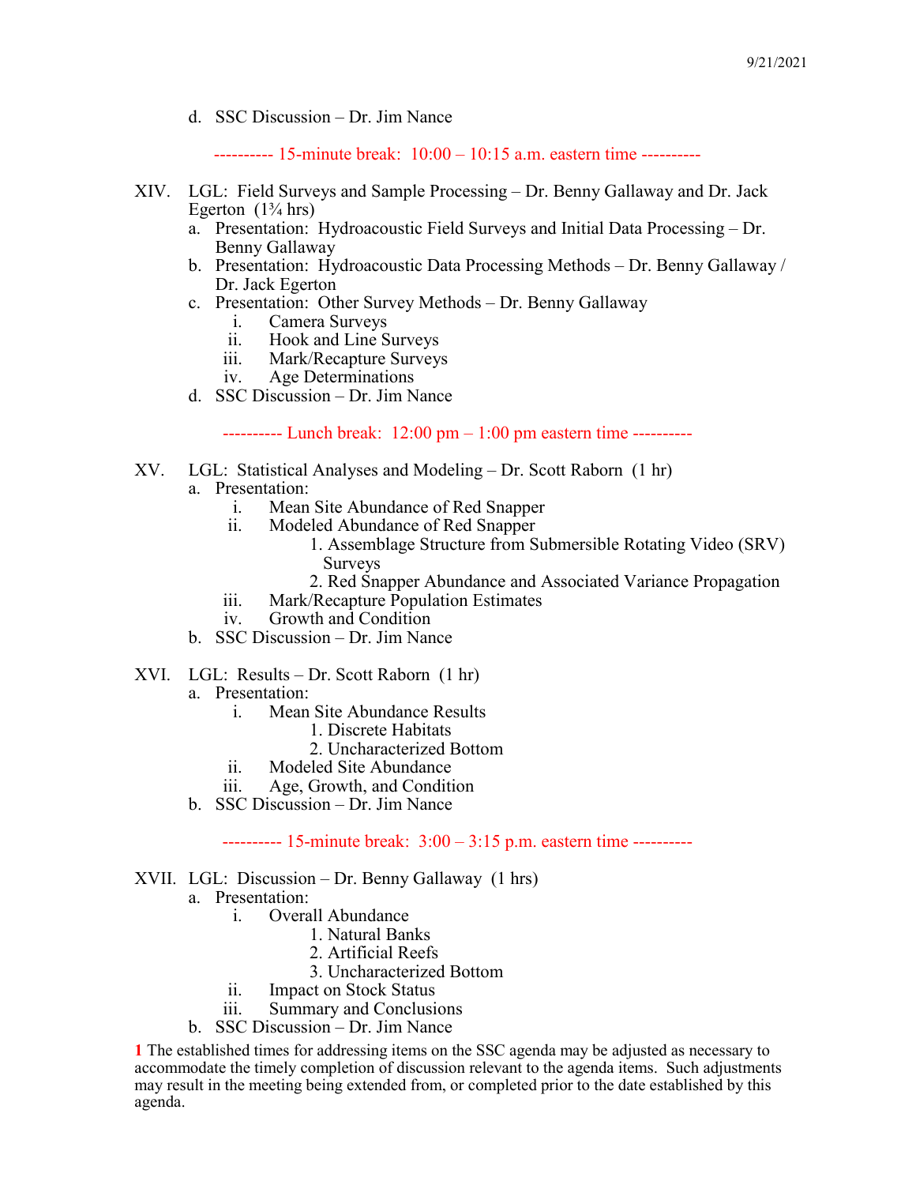d. SSC Discussion – Dr. Jim Nance

---------- 15-minute break: 10:00 – 10:15 a.m. eastern time ----------

XIV. LGL: Field Surveys and Sample Processing – Dr. Benny Gallaway and Dr. Jack Egerton (1¾ hrs)

a. Presentation: Hydroacoustic Field Surveys and Initial Data Processing – Dr. Benny Gallaway
b. Presentation: Hydroacoustic Data Processing Methods – Dr. Benny Gallaway / Dr. Jack Egerton
c. Presentation: Other Survey Methods – Dr. Benny Gallaway
   i. Camera Surveys
   ii. Hook and Line Surveys
   iii. Mark/Recapture Surveys
   iv. Age Determinations
d. SSC Discussion – Dr. Jim Nance

---------- Lunch break: 12:00 pm – 1:00 pm eastern time ----------

XV. LGL: Statistical Analyses and Modeling – Dr. Scott Raborn (1 hr)

a. Presentation:
   i. Mean Site Abundance of Red Snapper
   ii. Modeled Abundance of Red Snapper
      1. Assemblage Structure from Submersible Rotating Video (SRV) Surveys
      2. Red Snapper Abundance and Associated Variance Propagation
   iii. Mark/Recapture Population Estimates
   iv. Growth and Condition
b. SSC Discussion – Dr. Jim Nance

XVI. LGL: Results – Dr. Scott Raborn (1 hr)

a. Presentation:
   i. Mean Site Abundance Results
      1. Discrete Habitats
      2. Uncharacterized Bottom
   ii. Modeled Site Abundance
   iii. Age, Growth, and Condition
b. SSC Discussion – Dr. Jim Nance

---------- 15-minute break: 3:00 – 3:15 p.m. eastern time ----------

XVII. LGL: Discussion – Dr. Benny Gallaway (1 hrs)

a. Presentation:
   i. Overall Abundance
      1. Natural Banks
      2. Artificial Reefs
      3. Uncharacterized Bottom
   ii. Impact on Stock Status
   iii. Summary and Conclusions
b. SSC Discussion – Dr. Jim Nance

**1** The established times for addressing items on the SSC agenda may be adjusted as necessary to accommodate the timely completion of discussion relevant to the agenda items. Such adjustments may result in the meeting being extended from, or completed prior to the date established by this agenda.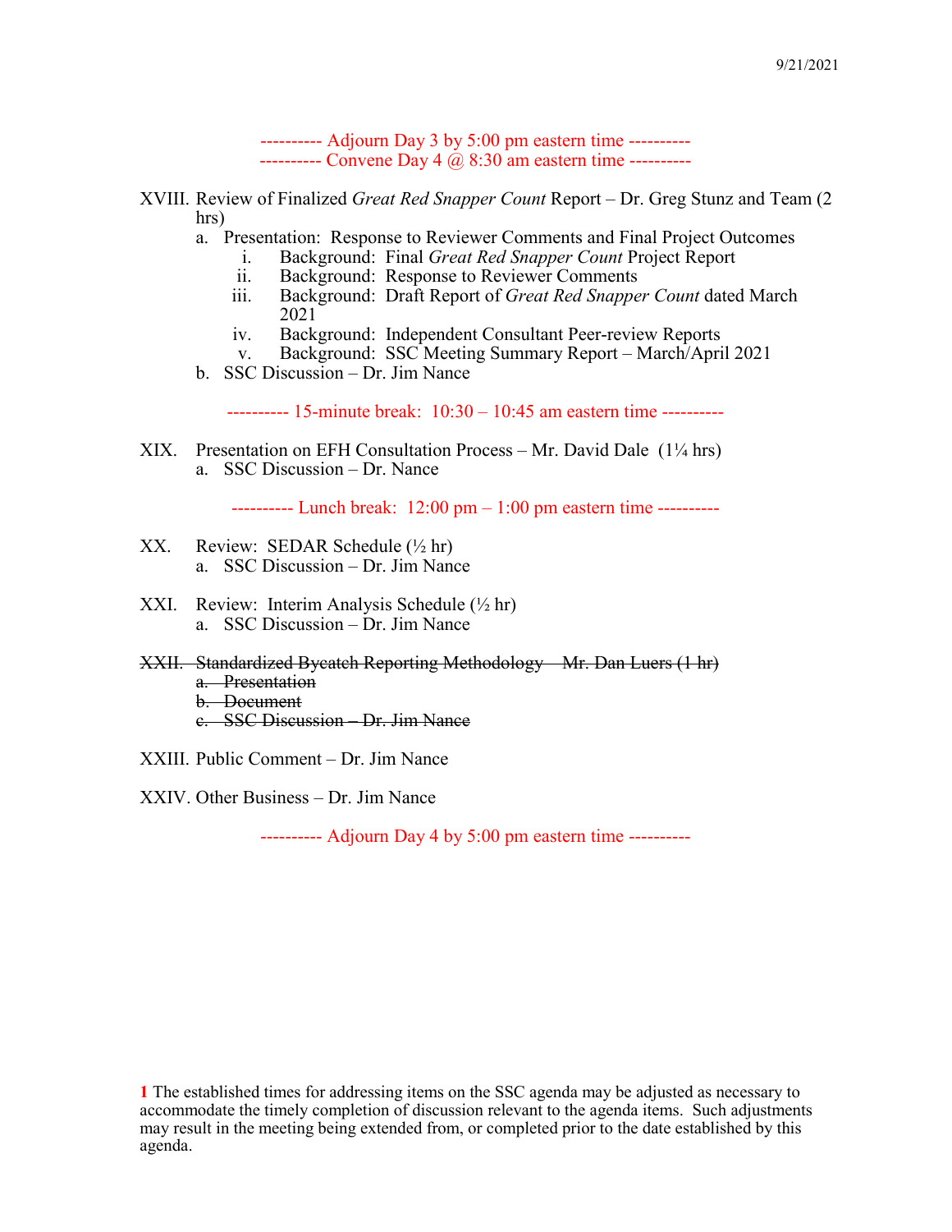---------- Adjourn Day 3 by 5:00 pm eastern time ----------
---------- Convene Day 4 @ 8:30 am eastern time ----------

XVIII. Review of Finalized *Great Red Snapper Count* Report – Dr. Greg Stunz and Team (2 hrs)
   a. Presentation: Response to Reviewer Comments and Final Project Outcomes
      i. Background: Final *Great Red Snapper Count* Project Report
      ii. Background: Response to Reviewer Comments
      iii. Background: Draft Report of *Great Red Snapper Count* dated March 2021
      iv. Background: Independent Consultant Peer-review Reports
      v. Background: SSC Meeting Summary Report – March/April 2021
   b. SSC Discussion – Dr. Jim Nance

---------- 15-minute break: 10:30 – 10:45 am eastern time ----------

XIX. Presentation on EFH Consultation Process – Mr. David Dale (1¼ hrs)
   a. SSC Discussion – Dr. Nance

---------- Lunch break: 12:00 pm – 1:00 pm eastern time ----------

XX. Review: SEDAR Schedule (½ hr)
   a. SSC Discussion – Dr. Jim Nance

XXI. Review: Interim Analysis Schedule (½ hr)
   a. SSC Discussion – Dr. Jim Nance

~~XXII. Standardized Bycatch Reporting Methodology – Mr. Dan Luers (1 hr)~~
   ~~a. Presentation~~
   ~~b. Document~~
   ~~c. SSC Discussion – Dr. Jim Nance~~

XXIII. Public Comment – Dr. Jim Nance

XXIV. Other Business – Dr. Jim Nance

---------- Adjourn Day 4 by 5:00 pm eastern time ----------

**1** The established times for addressing items on the SSC agenda may be adjusted as necessary to accommodate the timely completion of discussion relevant to the agenda items. Such adjustments may result in the meeting being extended from, or completed prior to the date established by this agenda.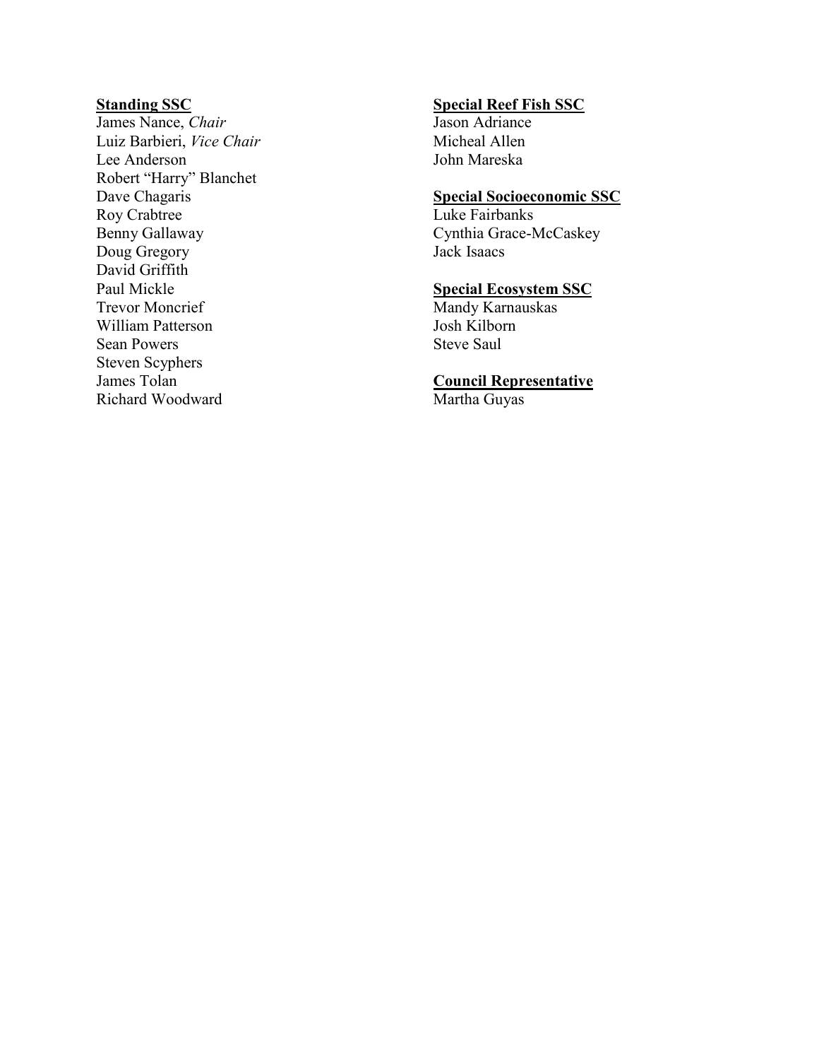**Standing SSC**

James Nance, *Chair*
Luiz Barbieri, *Vice Chair*
Lee Anderson
Robert "Harry" Blanchet
Dave Chagaris
Roy Crabtree
Benny Gallaway
Doug Gregory
David Griffith
Paul Mickle
Trevor Moncrief
William Patterson
Sean Powers
Steven Scyphers
James Tolan
Richard Woodward

**Special Reef Fish SSC**

Jason Adriance
Micheal Allen
John Mareska

**Special Socioeconomic SSC**

Luke Fairbanks
Cynthia Grace-McCaskey
Jack Isaacs

**Special Ecosystem SSC**

Mandy Karnauskas
Josh Kilborn
Steve Saul

**Council Representative**

Martha Guyas